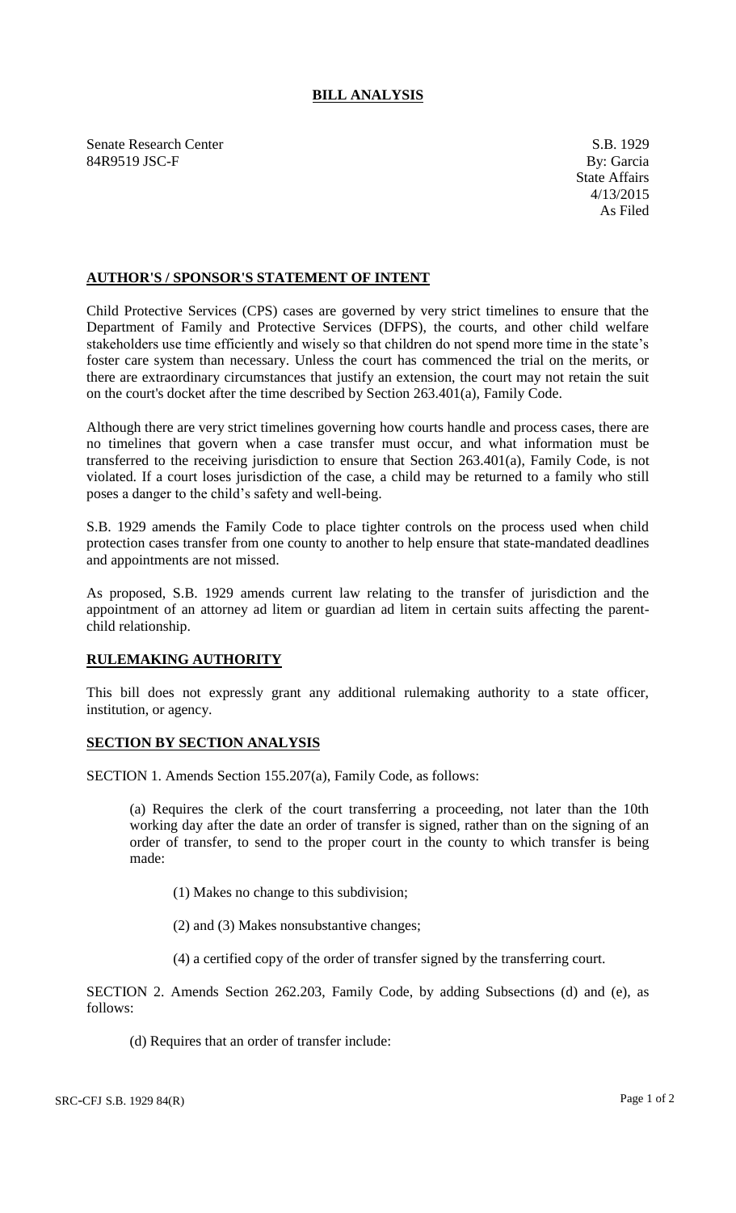# BILL ANALYSIS

Senate Research Center
84R9519 JSC-F

S.B. 1929
By: Garcia
State Affairs
4/13/2015
As Filed

## AUTHOR'S / SPONSOR'S STATEMENT OF INTENT

Child Protective Services (CPS) cases are governed by very strict timelines to ensure that the Department of Family and Protective Services (DFPS), the courts, and other child welfare stakeholders use time efficiently and wisely so that children do not spend more time in the state's foster care system than necessary. Unless the court has commenced the trial on the merits, or there are extraordinary circumstances that justify an extension, the court may not retain the suit on the court's docket after the time described by Section 263.401(a), Family Code.

Although there are very strict timelines governing how courts handle and process cases, there are no timelines that govern when a case transfer must occur, and what information must be transferred to the receiving jurisdiction to ensure that Section 263.401(a), Family Code, is not violated. If a court loses jurisdiction of the case, a child may be returned to a family who still poses a danger to the child's safety and well-being.

S.B. 1929 amends the Family Code to place tighter controls on the process used when child protection cases transfer from one county to another to help ensure that state-mandated deadlines and appointments are not missed.

As proposed, S.B. 1929 amends current law relating to the transfer of jurisdiction and the appointment of an attorney ad litem or guardian ad litem in certain suits affecting the parent-child relationship.

## RULEMAKING AUTHORITY

This bill does not expressly grant any additional rulemaking authority to a state officer, institution, or agency.

## SECTION BY SECTION ANALYSIS

SECTION 1. Amends Section 155.207(a), Family Code, as follows:

(a) Requires the clerk of the court transferring a proceeding, not later than the 10th working day after the date an order of transfer is signed, rather than on the signing of an order of transfer, to send to the proper court in the county to which transfer is being made:

(1) Makes no change to this subdivision;

(2) and (3) Makes nonsubstantive changes;

(4) a certified copy of the order of transfer signed by the transferring court.

SECTION 2. Amends Section 262.203, Family Code, by adding Subsections (d) and (e), as follows:

(d) Requires that an order of transfer include: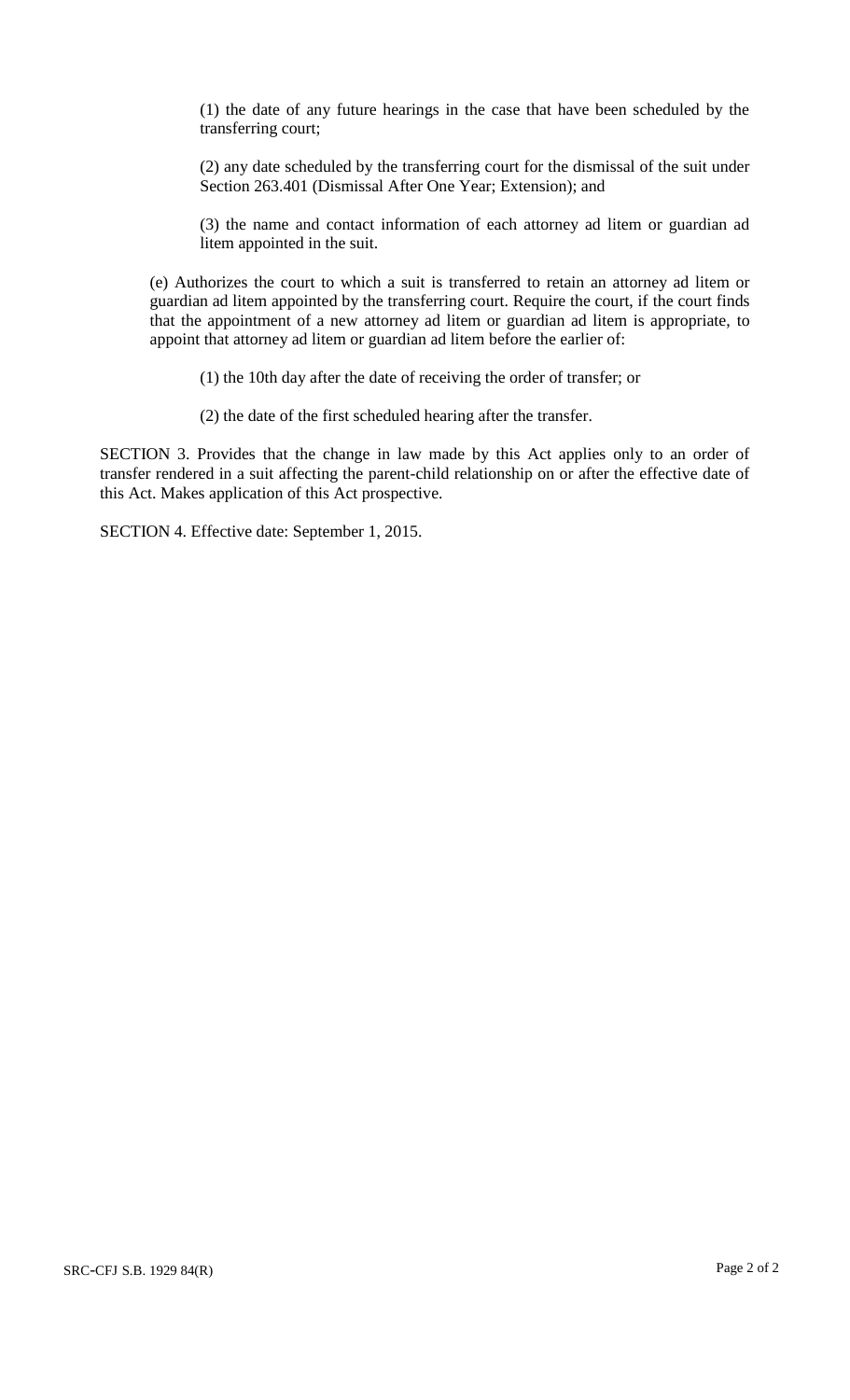(1) the date of any future hearings in the case that have been scheduled by the transferring court;

(2) any date scheduled by the transferring court for the dismissal of the suit under Section 263.401 (Dismissal After One Year; Extension); and

(3) the name and contact information of each attorney ad litem or guardian ad litem appointed in the suit.

(e) Authorizes the court to which a suit is transferred to retain an attorney ad litem or guardian ad litem appointed by the transferring court. Require the court, if the court finds that the appointment of a new attorney ad litem or guardian ad litem is appropriate, to appoint that attorney ad litem or guardian ad litem before the earlier of:

(1) the 10th day after the date of receiving the order of transfer; or

(2) the date of the first scheduled hearing after the transfer.

SECTION 3. Provides that the change in law made by this Act applies only to an order of transfer rendered in a suit affecting the parent-child relationship on or after the effective date of this Act. Makes application of this Act prospective.

SECTION 4. Effective date: September 1, 2015.

SRC-CFJ S.B. 1929 84(R)